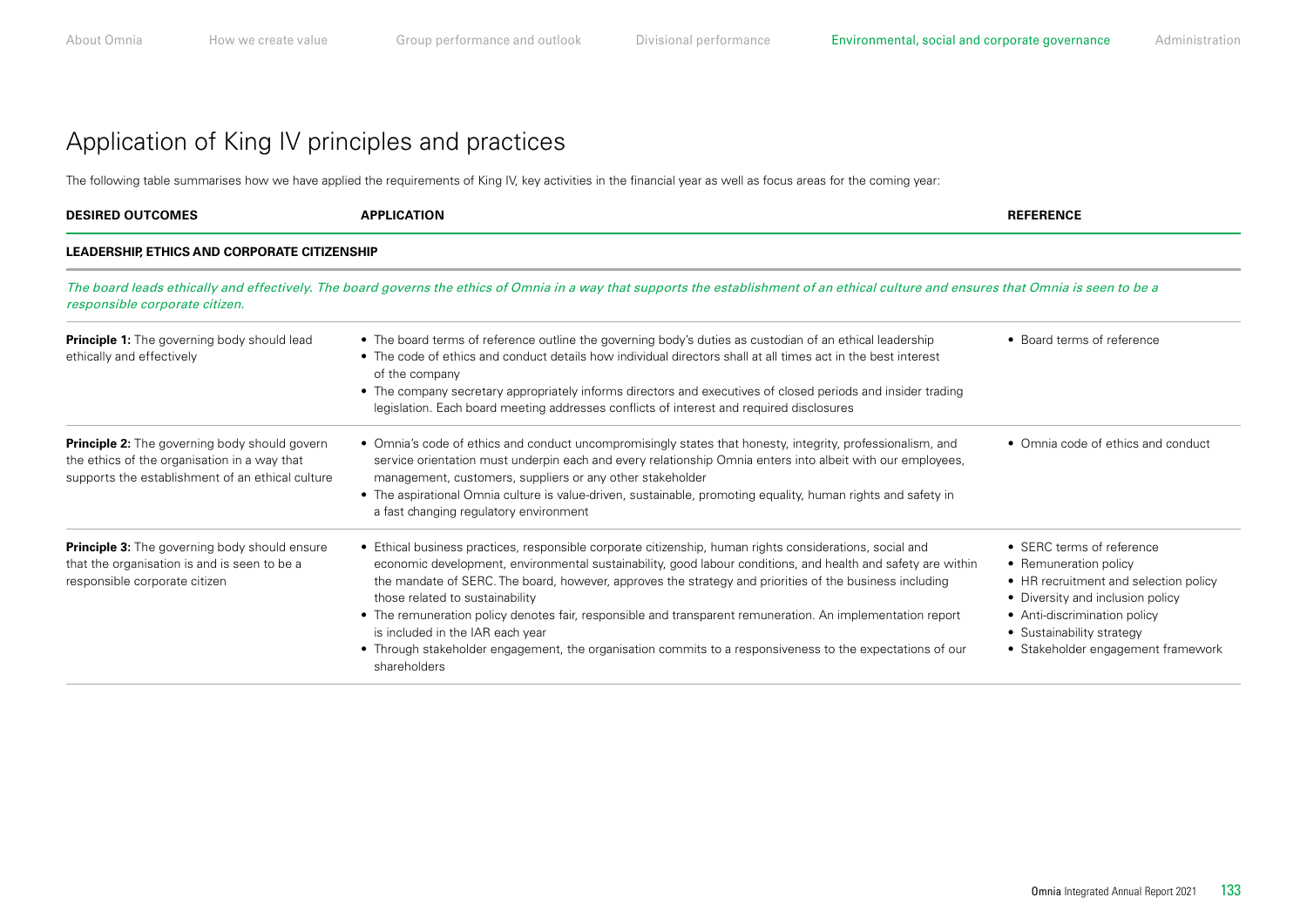# Application of King IV principles and practices

The following table summarises how we have applied the requirements of King IV, key activities in the financial year as well as focus areas for the coming year:

| DESIRED OUTCOMES | APPLICATION | REFERENCE |
|---|---|---|
| **LEADERSHIP, ETHICS AND CORPORATE CITIZENSHIP** | | |
| *The board leads ethically and effectively. The board governs the ethics of Omnia in a way that supports the establishment of an ethical culture and ensures that Omnia is seen to be a responsible corporate citizen.* | | |
| **Principle 1:** The governing body should lead ethically and effectively | • The board terms of reference outline the governing body's duties as custodian of an ethical leadership<br>• The code of ethics and conduct details how individual directors shall at all times act in the best interest of the company<br>• The company secretary appropriately informs directors and executives of closed periods and insider trading legislation. Each board meeting addresses conflicts of interest and required disclosures | • Board terms of reference |
| **Principle 2:** The governing body should govern the ethics of the organisation in a way that supports the establishment of an ethical culture | • Omnia's code of ethics and conduct uncompromisingly states that honesty, integrity, professionalism, and service orientation must underpin each and every relationship Omnia enters into albeit with our employees, management, customers, suppliers or any other stakeholder<br>• The aspirational Omnia culture is value-driven, sustainable, promoting equality, human rights and safety in a fast changing regulatory environment | • Omnia code of ethics and conduct |
| **Principle 3:** The governing body should ensure that the organisation is and is seen to be a responsible corporate citizen | • Ethical business practices, responsible corporate citizenship, human rights considerations, social and economic development, environmental sustainability, good labour conditions, and health and safety are within the mandate of SERC. The board, however, approves the strategy and priorities of the business including those related to sustainability<br>• The remuneration policy denotes fair, responsible and transparent remuneration. An implementation report is included in the IAR each year<br>• Through stakeholder engagement, the organisation commits to a responsiveness to the expectations of our shareholders | • SERC terms of reference<br>• Remuneration policy<br>• HR recruitment and selection policy<br>• Diversity and inclusion policy<br>• Anti-discrimination policy<br>• Sustainability strategy<br>• Stakeholder engagement framework |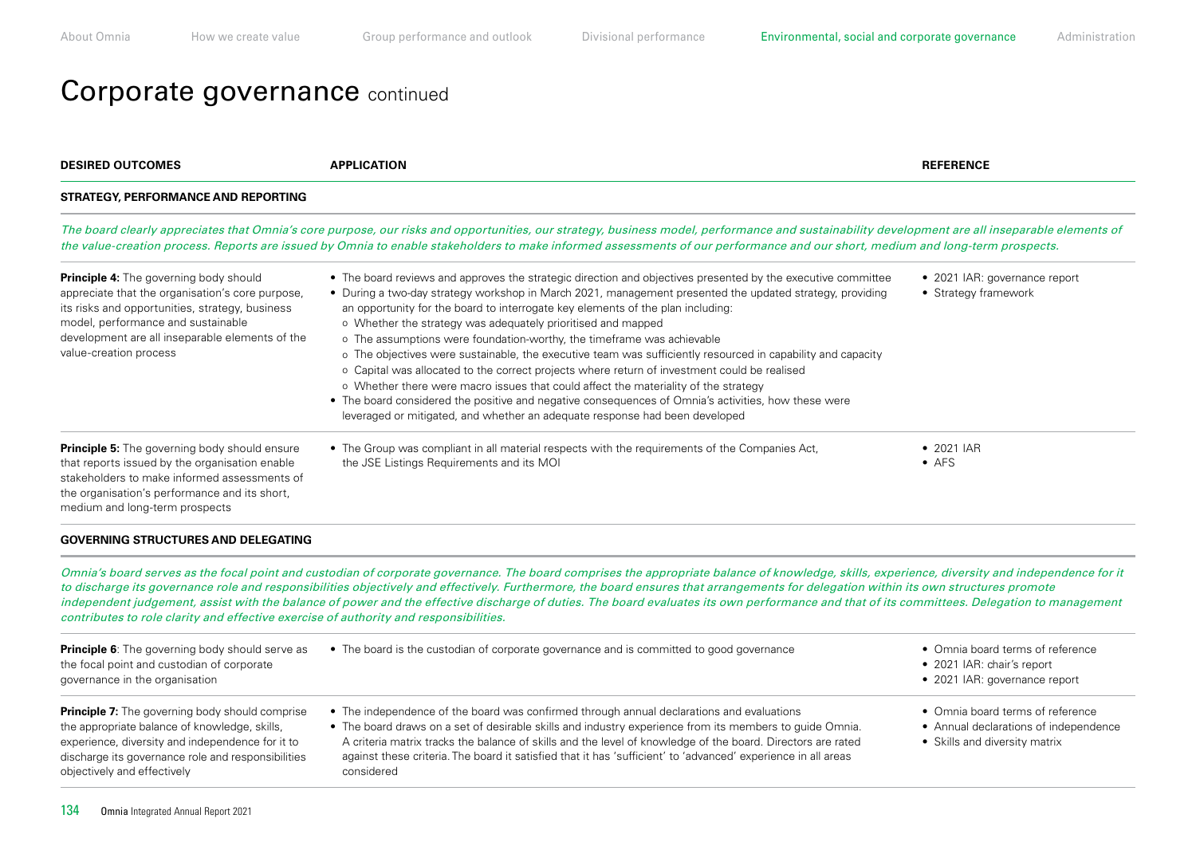# Corporate governance continued

| DESIRED OUTCOMES | APPLICATION | REFERENCE |
|---|---|---|
| **STRATEGY, PERFORMANCE AND REPORTING** | | |
| *The board clearly appreciates that Omnia's core purpose, our risks and opportunities, our strategy, business model, performance and sustainability development are all inseparable elements of the value-creation process. Reports are issued by Omnia to enable stakeholders to make informed assessments of our performance and our short, medium and long-term prospects.* | | |
| **Principle 4:** The governing body should appreciate that the organisation's core purpose, its risks and opportunities, strategy, business model, performance and sustainable development are all inseparable elements of the value-creation process | • The board reviews and approves the strategic direction and objectives presented by the executive committee<br>• During a two-day strategy workshop in March 2021, management presented the updated strategy, providing an opportunity for the board to interrogate key elements of the plan including:<br>o Whether the strategy was adequately prioritised and mapped<br>o The assumptions were foundation-worthy, the timeframe was achievable<br>o The objectives were sustainable, the executive team was sufficiently resourced in capability and capacity<br>o Capital was allocated to the correct projects where return of investment could be realised<br>o Whether there were macro issues that could affect the materiality of the strategy<br>• The board considered the positive and negative consequences of Omnia's activities, how these were leveraged or mitigated, and whether an adequate response had been developed | • 2021 IAR: governance report<br>• Strategy framework |
| **Principle 5:** The governing body should ensure that reports issued by the organisation enable stakeholders to make informed assessments of the organisation's performance and its short, medium and long-term prospects | • The Group was compliant in all material respects with the requirements of the Companies Act, the JSE Listings Requirements and its MOI | • 2021 IAR<br>• AFS |
| **GOVERNING STRUCTURES AND DELEGATING** | | |
| *Omnia's board serves as the focal point and custodian of corporate governance. The board comprises the appropriate balance of knowledge, skills, experience, diversity and independence for it to discharge its governance role and responsibilities objectively and effectively. Furthermore, the board ensures that arrangements for delegation within its own structures promote independent judgement, assist with the balance of power and the effective discharge of duties. The board evaluates its own performance and that of its committees. Delegation to management contributes to role clarity and effective exercise of authority and responsibilities.* | | |
| **Principle 6**: The governing body should serve as the focal point and custodian of corporate governance in the organisation | • The board is the custodian of corporate governance and is committed to good governance | • Omnia board terms of reference<br>• 2021 IAR: chair's report<br>• 2021 IAR: governance report |
| **Principle 7:** The governing body should comprise the appropriate balance of knowledge, skills, experience, diversity and independence for it to discharge its governance role and responsibilities objectively and effectively | • The independence of the board was confirmed through annual declarations and evaluations<br>• The board draws on a set of desirable skills and industry experience from its members to guide Omnia. A criteria matrix tracks the balance of skills and the level of knowledge of the board. Directors are rated against these criteria. The board it satisfied that it has 'sufficient' to 'advanced' experience in all areas considered | • Omnia board terms of reference<br>• Annual declarations of independence<br>• Skills and diversity matrix |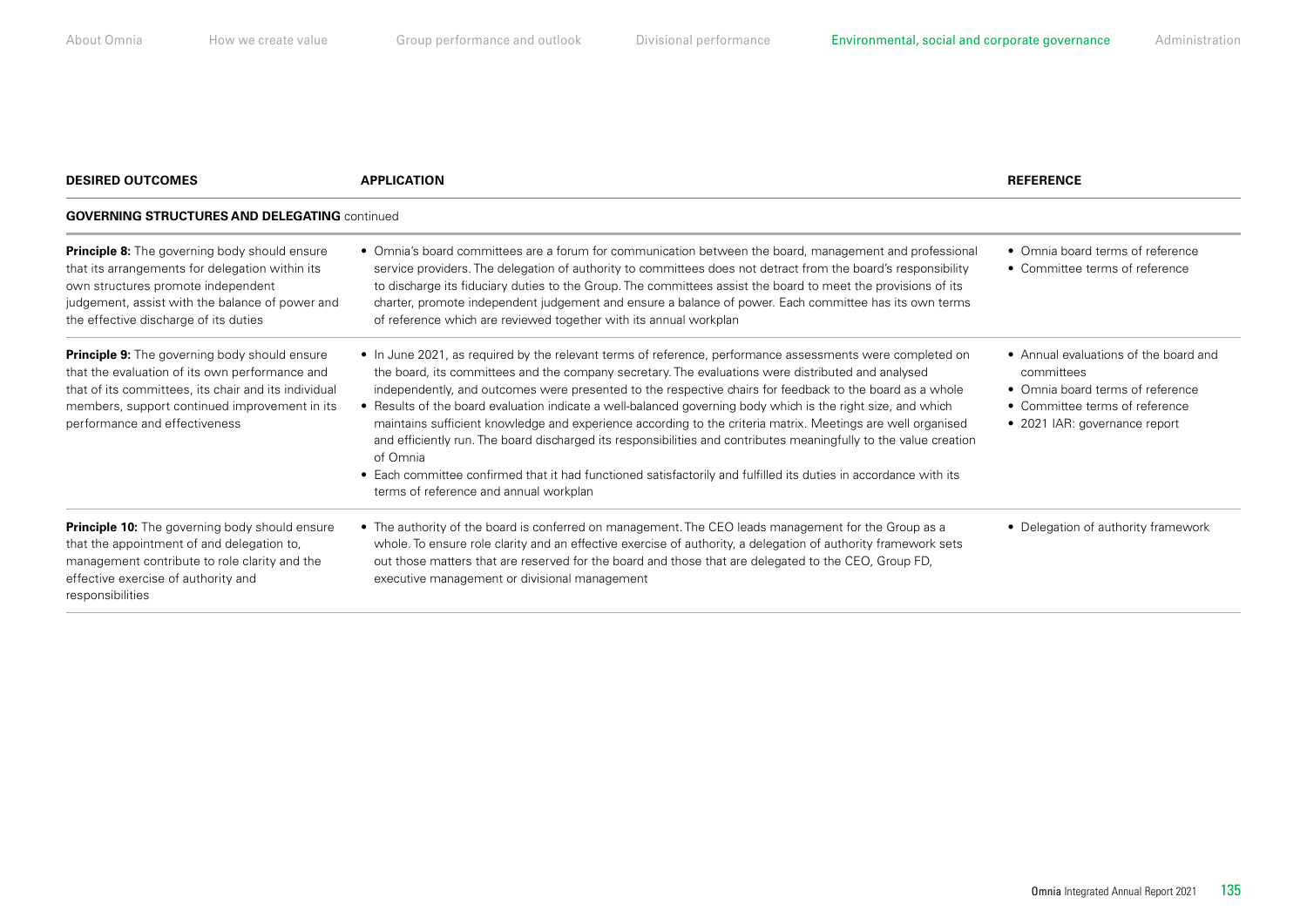| DESIRED OUTCOMES | APPLICATION | REFERENCE |
|---|---|---|
| **GOVERNING STRUCTURES AND DELEGATING** continued | | |
| **Principle 8:** The governing body should ensure that its arrangements for delegation within its own structures promote independent judgement, assist with the balance of power and the effective discharge of its duties | • Omnia's board committees are a forum for communication between the board, management and professional service providers. The delegation of authority to committees does not detract from the board's responsibility to discharge its fiduciary duties to the Group. The committees assist the board to meet the provisions of its charter, promote independent judgement and ensure a balance of power. Each committee has its own terms of reference which are reviewed together with its annual workplan | • Omnia board terms of reference<br>• Committee terms of reference |
| **Principle 9:** The governing body should ensure that the evaluation of its own performance and that of its committees, its chair and its individual members, support continued improvement in its performance and effectiveness | • In June 2021, as required by the relevant terms of reference, performance assessments were completed on the board, its committees and the company secretary. The evaluations were distributed and analysed independently, and outcomes were presented to the respective chairs for feedback to the board as a whole<br>• Results of the board evaluation indicate a well-balanced governing body which is the right size, and which maintains sufficient knowledge and experience according to the criteria matrix. Meetings are well organised and efficiently run. The board discharged its responsibilities and contributes meaningfully to the value creation of Omnia<br>• Each committee confirmed that it had functioned satisfactorily and fulfilled its duties in accordance with its terms of reference and annual workplan | • Annual evaluations of the board and committees<br>• Omnia board terms of reference<br>• Committee terms of reference<br>• 2021 IAR: governance report |
| **Principle 10:** The governing body should ensure that the appointment of and delegation to, management contribute to role clarity and the effective exercise of authority and responsibilities | • The authority of the board is conferred on management. The CEO leads management for the Group as a whole. To ensure role clarity and an effective exercise of authority, a delegation of authority framework sets out those matters that are reserved for the board and those that are delegated to the CEO, Group FD, executive management or divisional management | • Delegation of authority framework |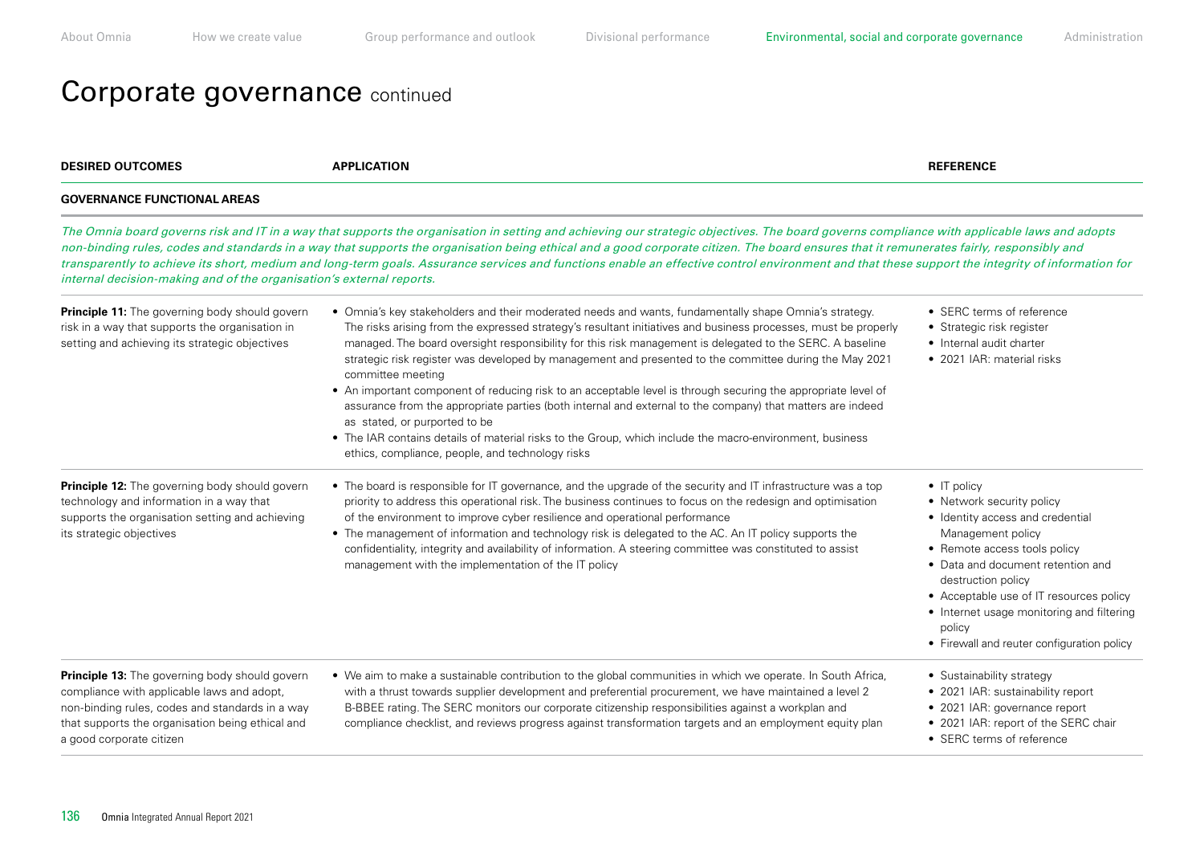# Corporate governance continued

| DESIRED OUTCOMES | APPLICATION | REFERENCE |
|---|---|---|
| **GOVERNANCE FUNCTIONAL AREAS** | | |
| *The Omnia board governs risk and IT in a way that supports the organisation in setting and achieving our strategic objectives. The board governs compliance with applicable laws and adopts non-binding rules, codes and standards in a way that supports the organisation being ethical and a good corporate citizen. The board ensures that it remunerates fairly, responsibly and transparently to achieve its short, medium and long-term goals. Assurance services and functions enable an effective control environment and that these support the integrity of information for internal decision-making and of the organisation's external reports.* | | |
| **Principle 11:** The governing body should govern risk in a way that supports the organisation in setting and achieving its strategic objectives | • Omnia's key stakeholders and their moderated needs and wants, fundamentally shape Omnia's strategy. The risks arising from the expressed strategy's resultant initiatives and business processes, must be properly managed. The board oversight responsibility for this risk management is delegated to the SERC. A baseline strategic risk register was developed by management and presented to the committee during the May 2021 committee meeting<br>• An important component of reducing risk to an acceptable level is through securing the appropriate level of assurance from the appropriate parties (both internal and external to the company) that matters are indeed as stated, or purported to be<br>• The IAR contains details of material risks to the Group, which include the macro-environment, business ethics, compliance, people, and technology risks | • SERC terms of reference<br>• Strategic risk register<br>• Internal audit charter<br>• 2021 IAR: material risks |
| **Principle 12:** The governing body should govern technology and information in a way that supports the organisation setting and achieving its strategic objectives | • The board is responsible for IT governance, and the upgrade of the security and IT infrastructure was a top priority to address this operational risk. The business continues to focus on the redesign and optimisation of the environment to improve cyber resilience and operational performance<br>• The management of information and technology risk is delegated to the AC. An IT policy supports the confidentiality, integrity and availability of information. A steering committee was constituted to assist management with the implementation of the IT policy | • IT policy<br>• Network security policy<br>• Identity access and credential Management policy<br>• Remote access tools policy<br>• Data and document retention and destruction policy<br>• Acceptable use of IT resources policy<br>• Internet usage monitoring and filtering policy<br>• Firewall and reuter configuration policy |
| **Principle 13:** The governing body should govern compliance with applicable laws and adopt, non-binding rules, codes and standards in a way that supports the organisation being ethical and a good corporate citizen | • We aim to make a sustainable contribution to the global communities in which we operate. In South Africa, with a thrust towards supplier development and preferential procurement, we have maintained a level 2 B-BBEE rating. The SERC monitors our corporate citizenship responsibilities against a workplan and compliance checklist, and reviews progress against transformation targets and an employment equity plan | • Sustainability strategy<br>• 2021 IAR: sustainability report<br>• 2021 IAR: governance report<br>• 2021 IAR: report of the SERC chair<br>• SERC terms of reference |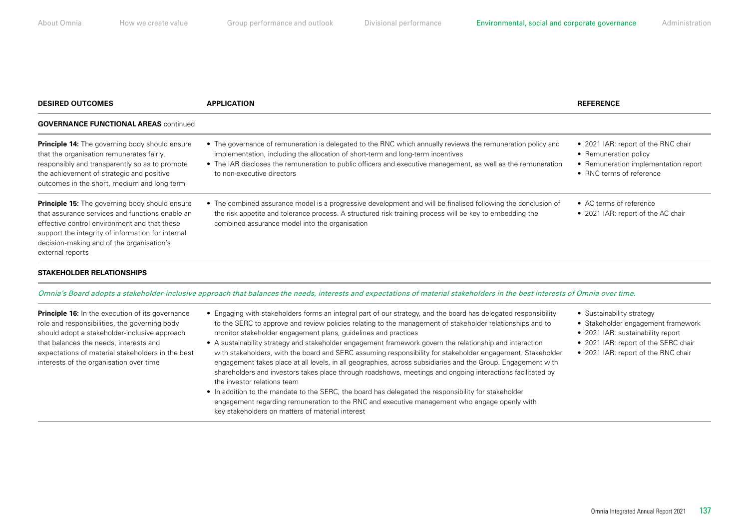| DESIRED OUTCOMES | APPLICATION | REFERENCE |
|---|---|---|
| **GOVERNANCE FUNCTIONAL AREAS** continued | | |
| **Principle 14:** The governing body should ensure that the organisation remunerates fairly, responsibly and transparently so as to promote the achievement of strategic and positive outcomes in the short, medium and long term | • The governance of remuneration is delegated to the RNC which annually reviews the remuneration policy and implementation, including the allocation of short-term and long-term incentives<br>• The IAR discloses the remuneration to public officers and executive management, as well as the remuneration to non-executive directors | • 2021 IAR: report of the RNC chair<br>• Remuneration policy<br>• Remuneration implementation report<br>• RNC terms of reference |
| **Principle 15:** The governing body should ensure that assurance services and functions enable an effective control environment and that these support the integrity of information for internal decision-making and of the organisation's external reports | • The combined assurance model is a progressive development and will be finalised following the conclusion of the risk appetite and tolerance process. A structured risk training process will be key to embedding the combined assurance model into the organisation | • AC terms of reference<br>• 2021 IAR: report of the AC chair |
| **STAKEHOLDER RELATIONSHIPS** | | |
| *Omnia's Board adopts a stakeholder-inclusive approach that balances the needs, interests and expectations of material stakeholders in the best interests of Omnia over time.* | | |
| **Principle 16:** In the execution of its governance role and responsibilities, the governing body should adopt a stakeholder-inclusive approach that balances the needs, interests and expectations of material stakeholders in the best interests of the organisation over time | • Engaging with stakeholders forms an integral part of our strategy, and the board has delegated responsibility to the SERC to approve and review policies relating to the management of stakeholder relationships and to monitor stakeholder engagement plans, guidelines and practices<br>• A sustainability strategy and stakeholder engagement framework govern the relationship and interaction with stakeholders, with the board and SERC assuming responsibility for stakeholder engagement. Stakeholder engagement takes place at all levels, in all geographies, across subsidiaries and the Group. Engagement with shareholders and investors takes place through roadshows, meetings and ongoing interactions facilitated by the investor relations team<br>• In addition to the mandate to the SERC, the board has delegated the responsibility for stakeholder engagement regarding remuneration to the RNC and executive management who engage openly with key stakeholders on matters of material interest | • Sustainability strategy<br>• Stakeholder engagement framework<br>• 2021 IAR: sustainability report<br>• 2021 IAR: report of the SERC chair<br>• 2021 IAR: report of the RNC chair |